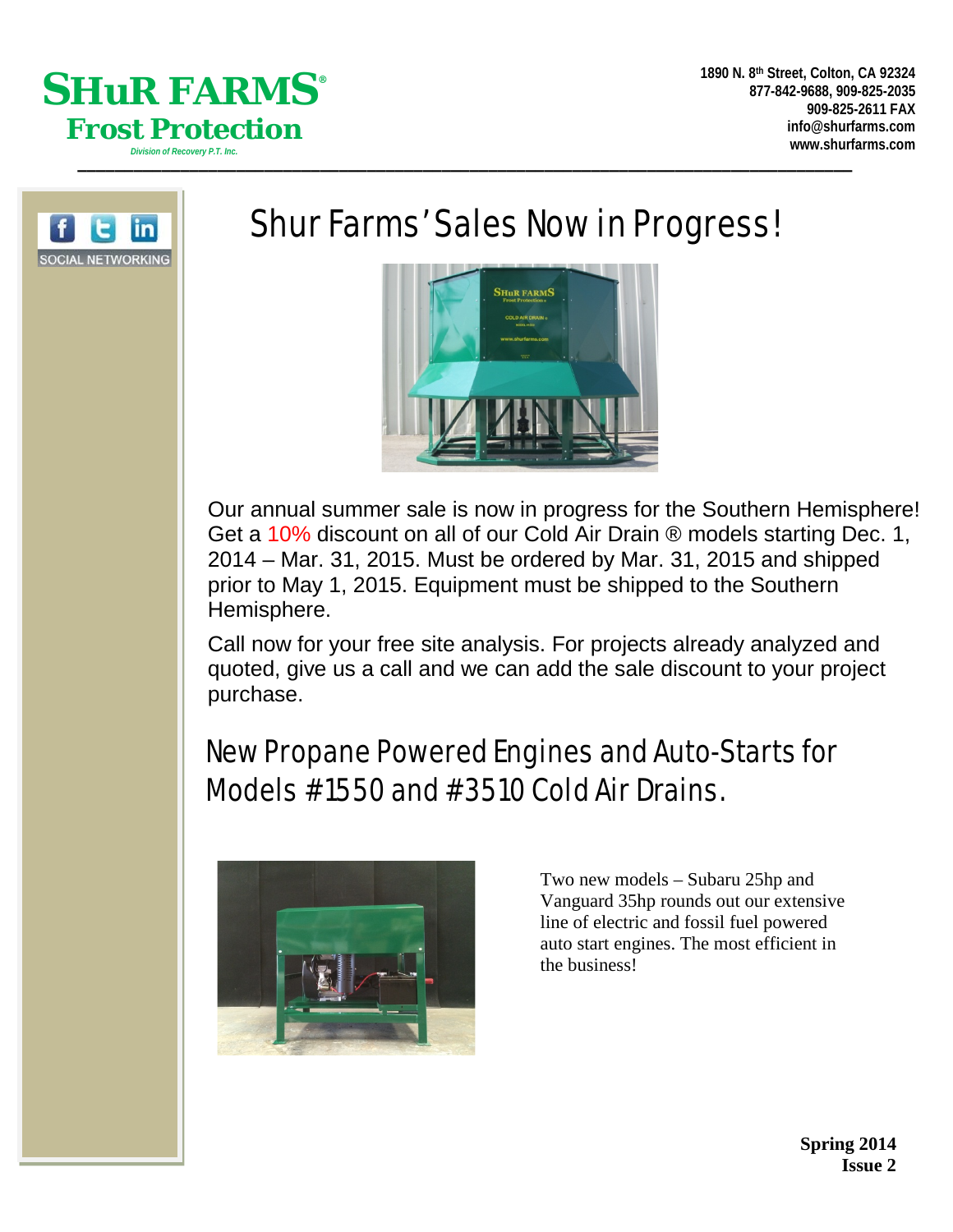**SHuR FARMS®**
**Frost Protection**
*Division of Recovery P.T. Inc.*

1890 N. 8th Street, Colton, CA 92324
877-842-9688, 909-825-2035
909-825-2611 FAX
info@shurfarms.com
www.shurfarms.com

SOCIAL NETWORKING

# Shur Farms' Sales Now in Progress!

Our annual summer sale is now in progress for the Southern Hemisphere! Get a 10% discount on all of our Cold Air Drain ® models starting Dec. 1, 2014 – Mar. 31, 2015. Must be ordered by Mar. 31, 2015 and shipped prior to May 1, 2015. Equipment must be shipped to the Southern Hemisphere.

Call now for your free site analysis. For projects already analyzed and quoted, give us a call and we can add the sale discount to your project purchase.

## New Propane Powered Engines and Auto-Starts for Models #1550 and #3510 Cold Air Drains.

Two new models – Subaru 25hp and Vanguard 35hp rounds out our extensive line of electric and fossil fuel powered auto start engines. The most efficient in the business!

**Spring 2014**
**Issue 2**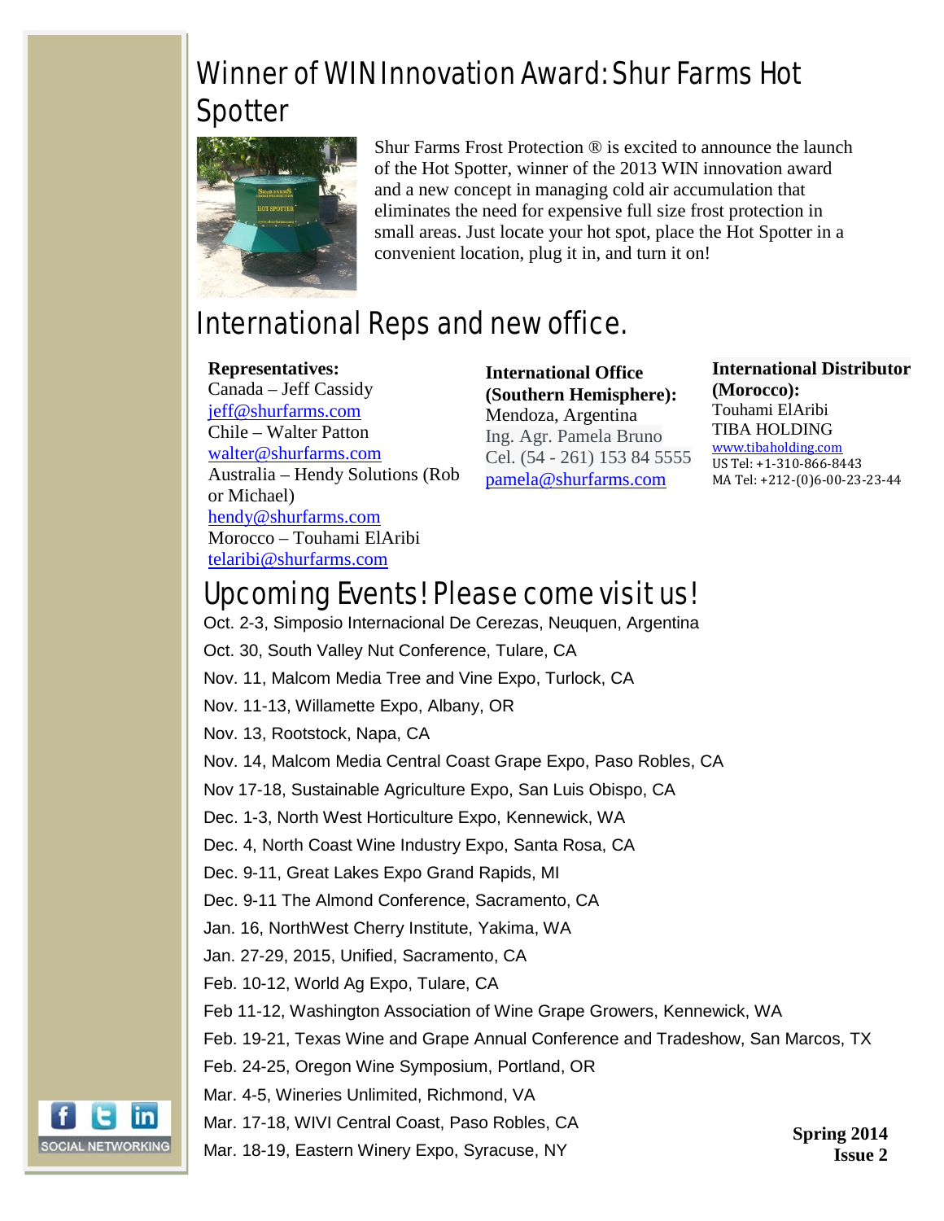# Winner of WIN Innovation Award: Shur Farms Hot Spotter

Shur Farms Frost Protection ® is excited to announce the launch of the Hot Spotter, winner of the 2013 WIN innovation award and a new concept in managing cold air accumulation that eliminates the need for expensive full size frost protection in small areas. Just locate your hot spot, place the Hot Spotter in a convenient location, plug it in, and turn it on!

# International Reps and new office.

**Representatives:**
Canada – Jeff Cassidy
jeff@shurfarms.com
Chile – Walter Patton
walter@shurfarms.com
Australia – Hendy Solutions (Rob or Michael)
hendy@shurfarms.com
Morocco – Touhami ElAribi
telaribi@shurfarms.com

**International Office (Southern Hemisphere):**
Mendoza, Argentina
Ing. Agr. Pamela Bruno
Cel. (54 - 261) 153 84 5555
pamela@shurfarms.com

**International Distributor (Morocco):**
Touhami ElAribi
TIBA HOLDING
www.tibaholding.com
US Tel: +1-310-866-8443
MA Tel: +212-(0)6-00-23-23-44

# Upcoming Events! Please come visit us!

Oct. 2-3, Simposio Internacional De Cerezas, Neuquen, Argentina
Oct. 30, South Valley Nut Conference, Tulare, CA
Nov. 11, Malcom Media Tree and Vine Expo, Turlock, CA
Nov. 11-13, Willamette Expo, Albany, OR
Nov. 13, Rootstock, Napa, CA
Nov. 14, Malcom Media Central Coast Grape Expo, Paso Robles, CA
Nov 17-18, Sustainable Agriculture Expo, San Luis Obispo, CA
Dec. 1-3, North West Horticulture Expo, Kennewick, WA
Dec. 4, North Coast Wine Industry Expo, Santa Rosa, CA
Dec. 9-11, Great Lakes Expo Grand Rapids, MI
Dec. 9-11 The Almond Conference, Sacramento, CA
Jan. 16, NorthWest Cherry Institute, Yakima, WA
Jan. 27-29, 2015, Unified, Sacramento, CA
Feb. 10-12, World Ag Expo, Tulare, CA
Feb 11-12, Washington Association of Wine Grape Growers, Kennewick, WA
Feb. 19-21, Texas Wine and Grape Annual Conference and Tradeshow, San Marcos, TX
Feb. 24-25, Oregon Wine Symposium, Portland, OR
Mar. 4-5, Wineries Unlimited, Richmond, VA
Mar. 17-18, WIVI Central Coast, Paso Robles, CA
Mar. 18-19, Eastern Winery Expo, Syracuse, NY

SOCIAL NETWORKING